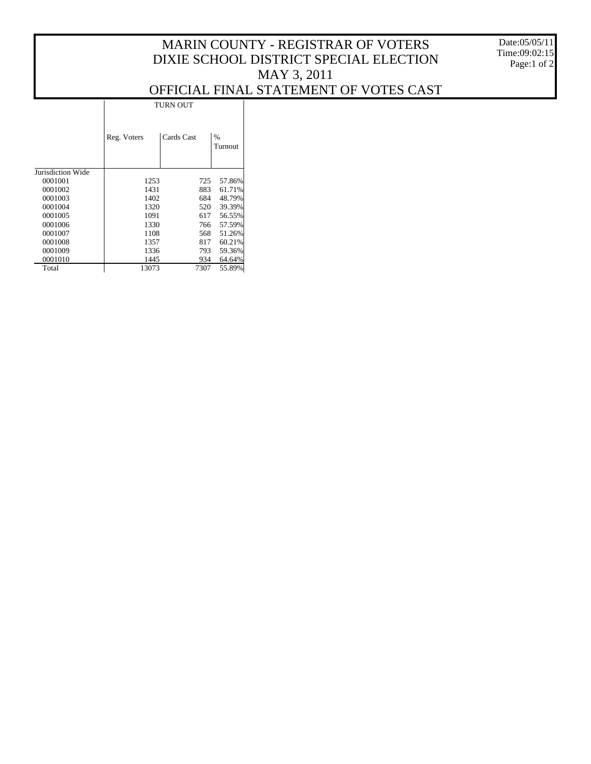# MARIN COUNTY - REGISTRAR OF VOTERS
# DIXIE SCHOOL DISTRICT SPECIAL ELECTION
# MAY 3, 2011
# OFFICIAL FINAL STATEMENT OF VOTES CAST

Date:05/05/11
Time:09:02:15

| | TURN OUT | | |
|---|---|---|---|
| | Reg. Voters | Cards Cast | % Turnout |
| Jurisdiction Wide | | | |
| 0001001 | 1253 | 725 | 57.86% |
| 0001002 | 1431 | 883 | 61.71% |
| 0001003 | 1402 | 684 | 48.79% |
| 0001004 | 1320 | 520 | 39.39% |
| 0001005 | 1091 | 617 | 56.55% |
| 0001006 | 1330 | 766 | 57.59% |
| 0001007 | 1108 | 568 | 51.26% |
| 0001008 | 1357 | 817 | 60.21% |
| 0001009 | 1336 | 793 | 59.36% |
| 0001010 | 1445 | 934 | 64.64% |
| Total | 13073 | 7307 | 55.89% |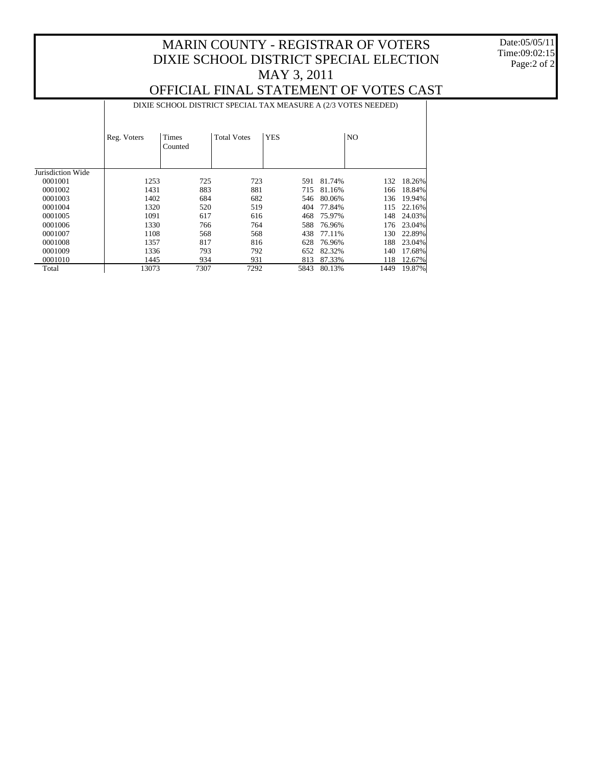# MARIN COUNTY - REGISTRAR OF VOTERS
# DIXIE SCHOOL DISTRICT SPECIAL ELECTION
# MAY 3, 2011
# OFFICIAL FINAL STATEMENT OF VOTES CAST

Date:05/05/11
Time:09:02:15

DIXIE SCHOOL DISTRICT SPECIAL TAX MEASURE A (2/3 VOTES NEEDED)

| | Reg. Voters | Times Counted | Total Votes | YES | | NO | |
|---|---|---|---|---|---|---|---|
| Jurisdiction Wide | | | | | | | |
| 0001001 | 1253 | 725 | 723 | 591 | 81.74% | 132 | 18.26% |
| 0001002 | 1431 | 883 | 881 | 715 | 81.16% | 166 | 18.84% |
| 0001003 | 1402 | 684 | 682 | 546 | 80.06% | 136 | 19.94% |
| 0001004 | 1320 | 520 | 519 | 404 | 77.84% | 115 | 22.16% |
| 0001005 | 1091 | 617 | 616 | 468 | 75.97% | 148 | 24.03% |
| 0001006 | 1330 | 766 | 764 | 588 | 76.96% | 176 | 23.04% |
| 0001007 | 1108 | 568 | 568 | 438 | 77.11% | 130 | 22.89% |
| 0001008 | 1357 | 817 | 816 | 628 | 76.96% | 188 | 23.04% |
| 0001009 | 1336 | 793 | 792 | 652 | 82.32% | 140 | 17.68% |
| 0001010 | 1445 | 934 | 931 | 813 | 87.33% | 118 | 12.67% |
| Total | 13073 | 7307 | 7292 | 5843 | 80.13% | 1449 | 19.87% |